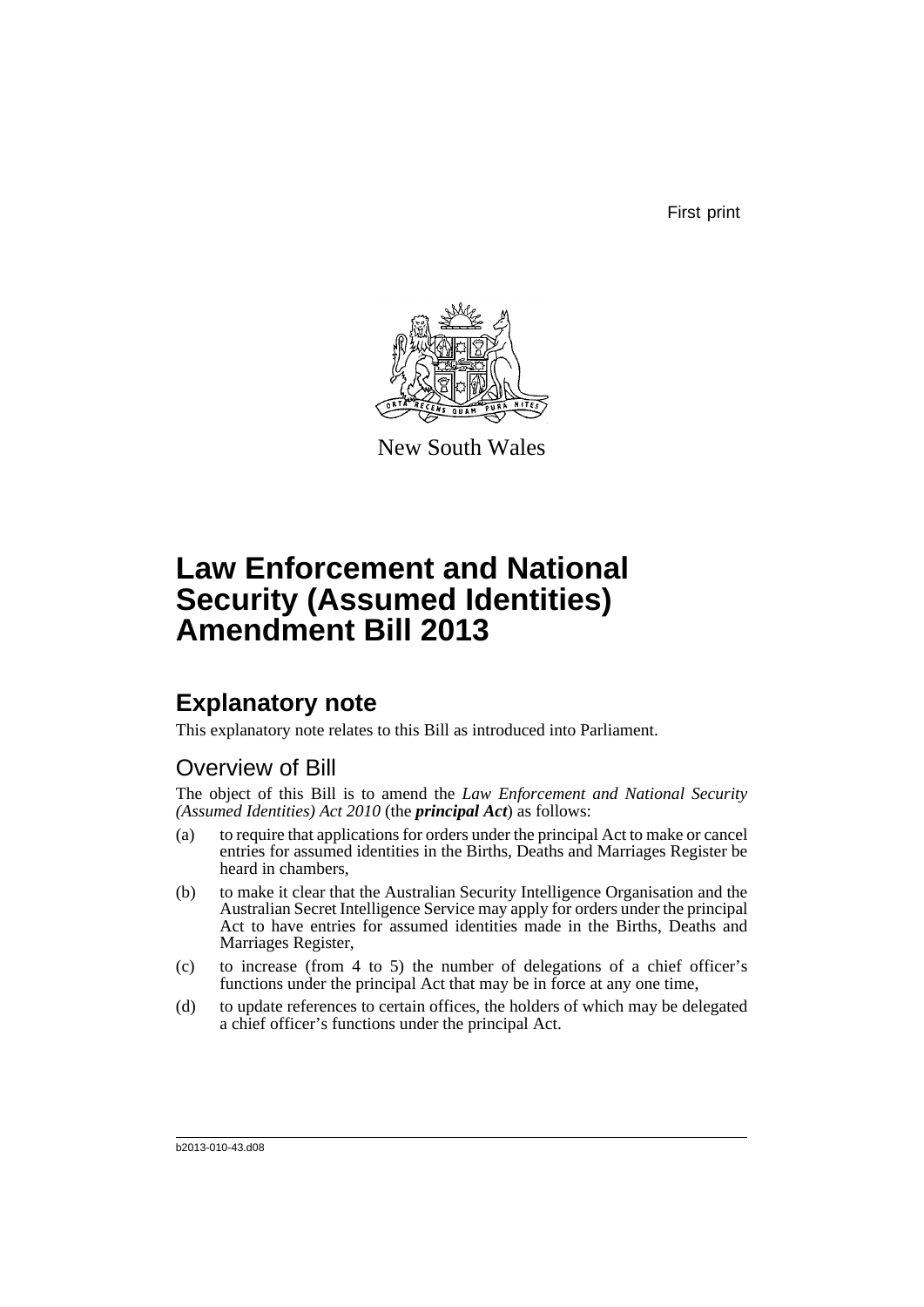First print

New South Wales

# Law Enforcement and National Security (Assumed Identities) Amendment Bill 2013

## Explanatory note

This explanatory note relates to this Bill as introduced into Parliament.

### Overview of Bill

The object of this Bill is to amend the *Law Enforcement and National Security (Assumed Identities) Act 2010* (the ***principal Act***) as follows:

(a) to require that applications for orders under the principal Act to make or cancel entries for assumed identities in the Births, Deaths and Marriages Register be heard in chambers,

(b) to make it clear that the Australian Security Intelligence Organisation and the Australian Secret Intelligence Service may apply for orders under the principal Act to have entries for assumed identities made in the Births, Deaths and Marriages Register,

(c) to increase (from 4 to 5) the number of delegations of a chief officer's functions under the principal Act that may be in force at any one time,

(d) to update references to certain offices, the holders of which may be delegated a chief officer's functions under the principal Act.

b2013-010-43.d08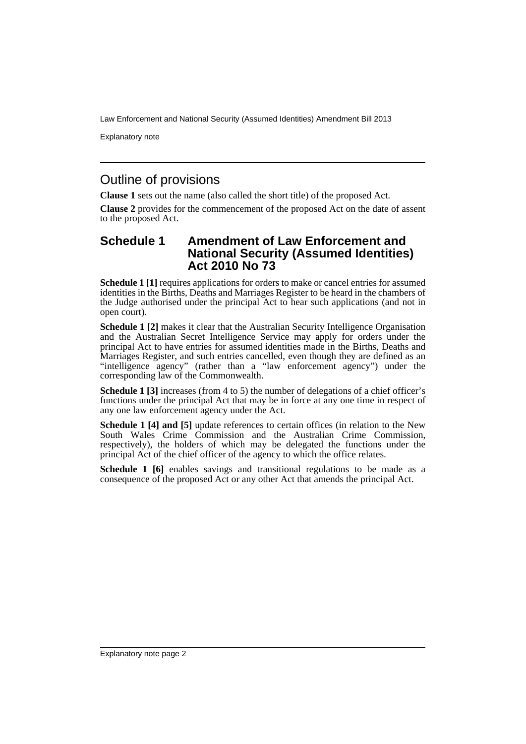## Outline of provisions

**Clause 1** sets out the name (also called the short title) of the proposed Act.

**Clause 2** provides for the commencement of the proposed Act on the date of assent to the proposed Act.

### Schedule 1 Amendment of Law Enforcement and National Security (Assumed Identities) Act 2010 No 73

**Schedule 1 [1]** requires applications for orders to make or cancel entries for assumed identities in the Births, Deaths and Marriages Register to be heard in the chambers of the Judge authorised under the principal Act to hear such applications (and not in open court).

**Schedule 1 [2]** makes it clear that the Australian Security Intelligence Organisation and the Australian Secret Intelligence Service may apply for orders under the principal Act to have entries for assumed identities made in the Births, Deaths and Marriages Register, and such entries cancelled, even though they are defined as an "intelligence agency" (rather than a "law enforcement agency") under the corresponding law of the Commonwealth.

**Schedule 1 [3]** increases (from 4 to 5) the number of delegations of a chief officer's functions under the principal Act that may be in force at any one time in respect of any one law enforcement agency under the Act.

**Schedule 1 [4] and [5]** update references to certain offices (in relation to the New South Wales Crime Commission and the Australian Crime Commission, respectively), the holders of which may be delegated the functions under the principal Act of the chief officer of the agency to which the office relates.

**Schedule 1 [6]** enables savings and transitional regulations to be made as a consequence of the proposed Act or any other Act that amends the principal Act.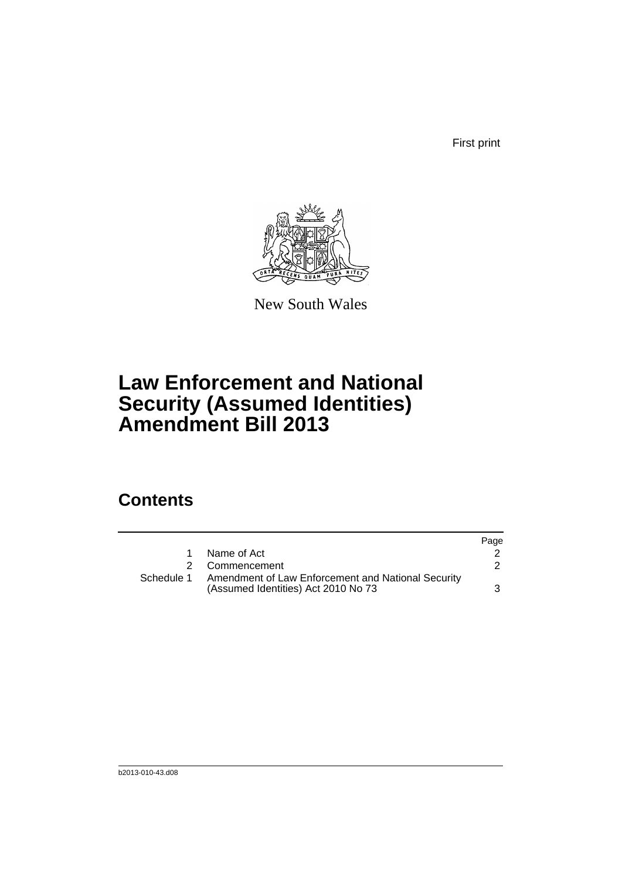First print

New South Wales

# Law Enforcement and National Security (Assumed Identities) Amendment Bill 2013

## Contents

| | | Page |
|---|---|---|
| 1 | Name of Act | 2 |
| 2 | Commencement | 2 |
| Schedule 1 | Amendment of Law Enforcement and National Security (Assumed Identities) Act 2010 No 73 | 3 |

b2013-010-43.d08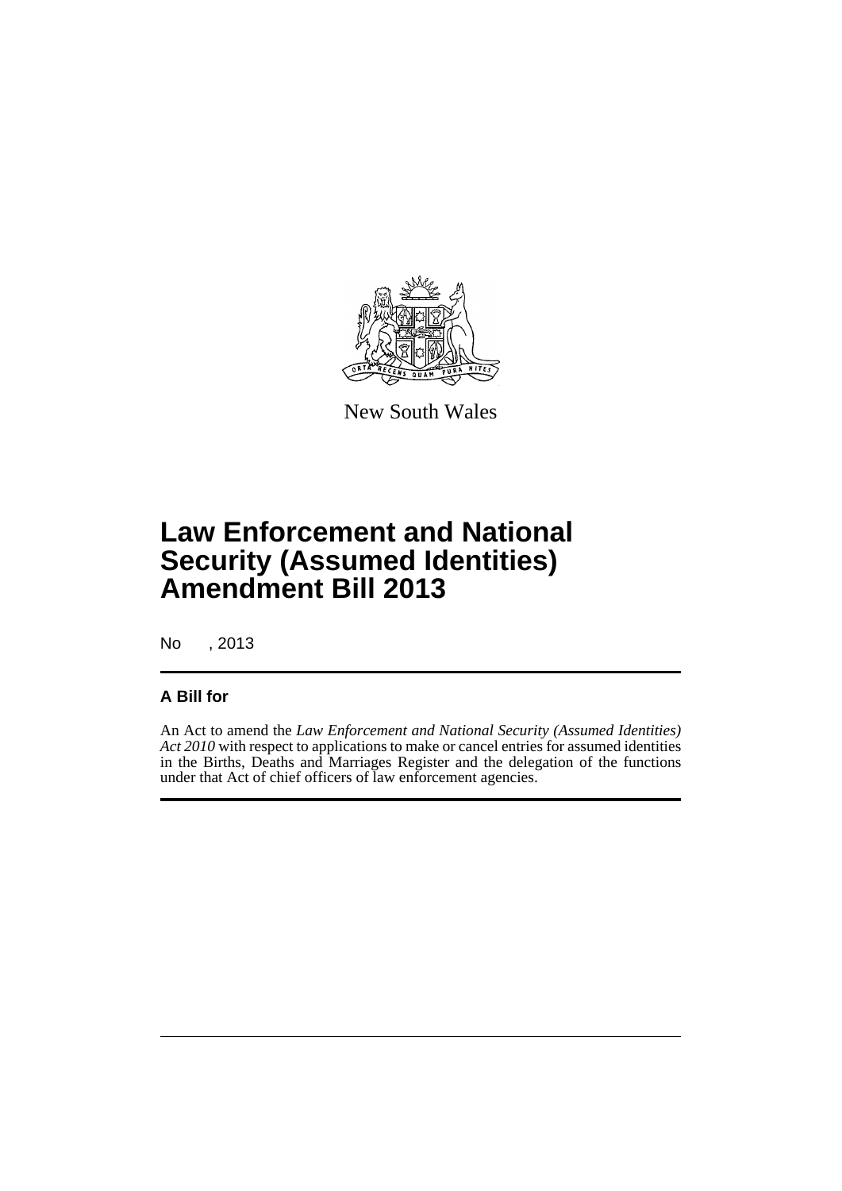New South Wales

# Law Enforcement and National Security (Assumed Identities) Amendment Bill 2013

No , 2013

## A Bill for

An Act to amend the *Law Enforcement and National Security (Assumed Identities) Act 2010* with respect to applications to make or cancel entries for assumed identities in the Births, Deaths and Marriages Register and the delegation of the functions under that Act of chief officers of law enforcement agencies.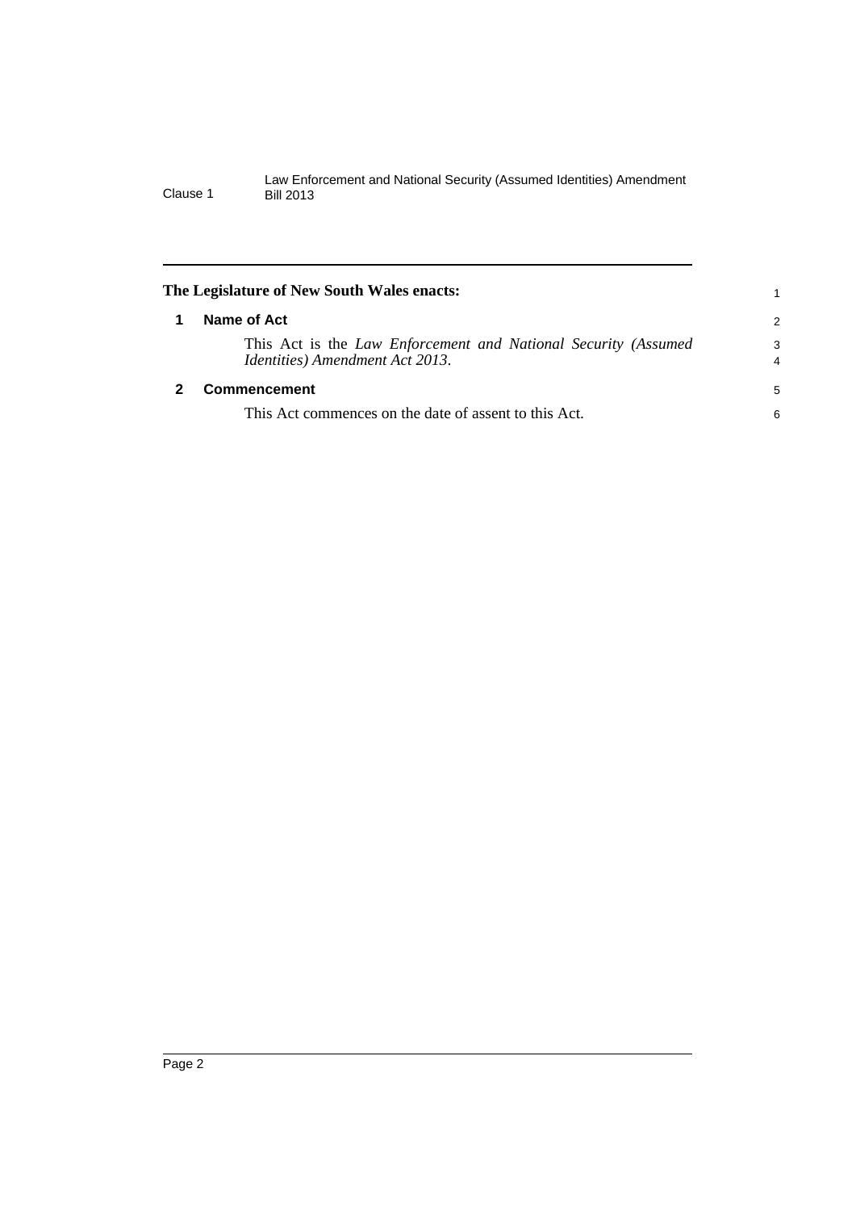**The Legislature of New South Wales enacts:**

## 1 Name of Act

This Act is the *Law Enforcement and National Security (Assumed Identities) Amendment Act 2013*.

## 2 Commencement

This Act commences on the date of assent to this Act.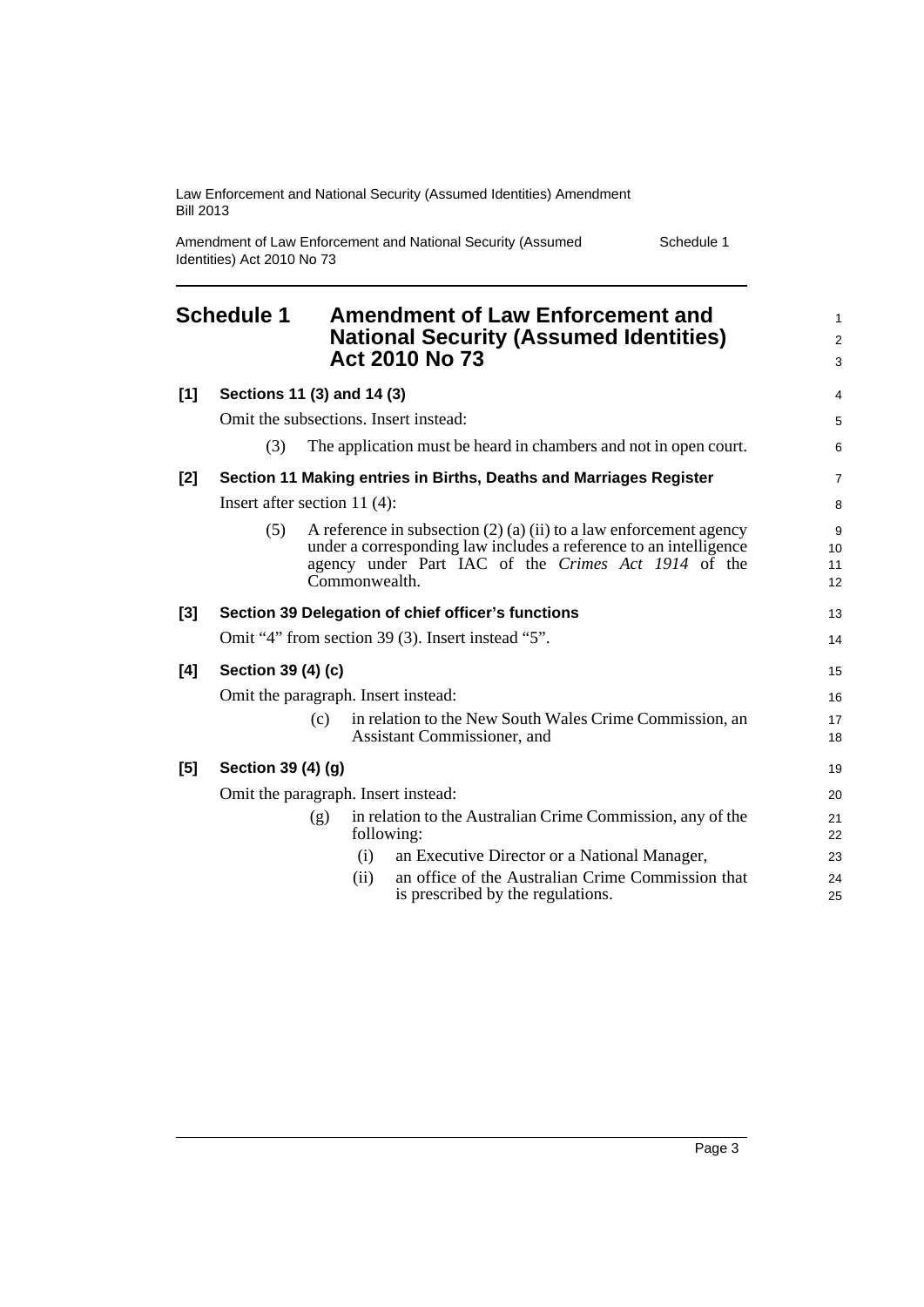# Schedule 1 Amendment of Law Enforcement and National Security (Assumed Identities) Act 2010 No 73

**[1] Sections 11 (3) and 14 (3)**

Omit the subsections. Insert instead:

(3) The application must be heard in chambers and not in open court.

**[2] Section 11 Making entries in Births, Deaths and Marriages Register**

Insert after section 11 (4):

(5) A reference in subsection (2) (a) (ii) to a law enforcement agency under a corresponding law includes a reference to an intelligence agency under Part IAC of the *Crimes Act 1914* of the Commonwealth.

**[3] Section 39 Delegation of chief officer's functions**

Omit "4" from section 39 (3). Insert instead "5".

**[4] Section 39 (4) (c)**

Omit the paragraph. Insert instead:

(c) in relation to the New South Wales Crime Commission, an Assistant Commissioner, and

**[5] Section 39 (4) (g)**

Omit the paragraph. Insert instead:

(g) in relation to the Australian Crime Commission, any of the following:

(i) an Executive Director or a National Manager,

(ii) an office of the Australian Crime Commission that is prescribed by the regulations.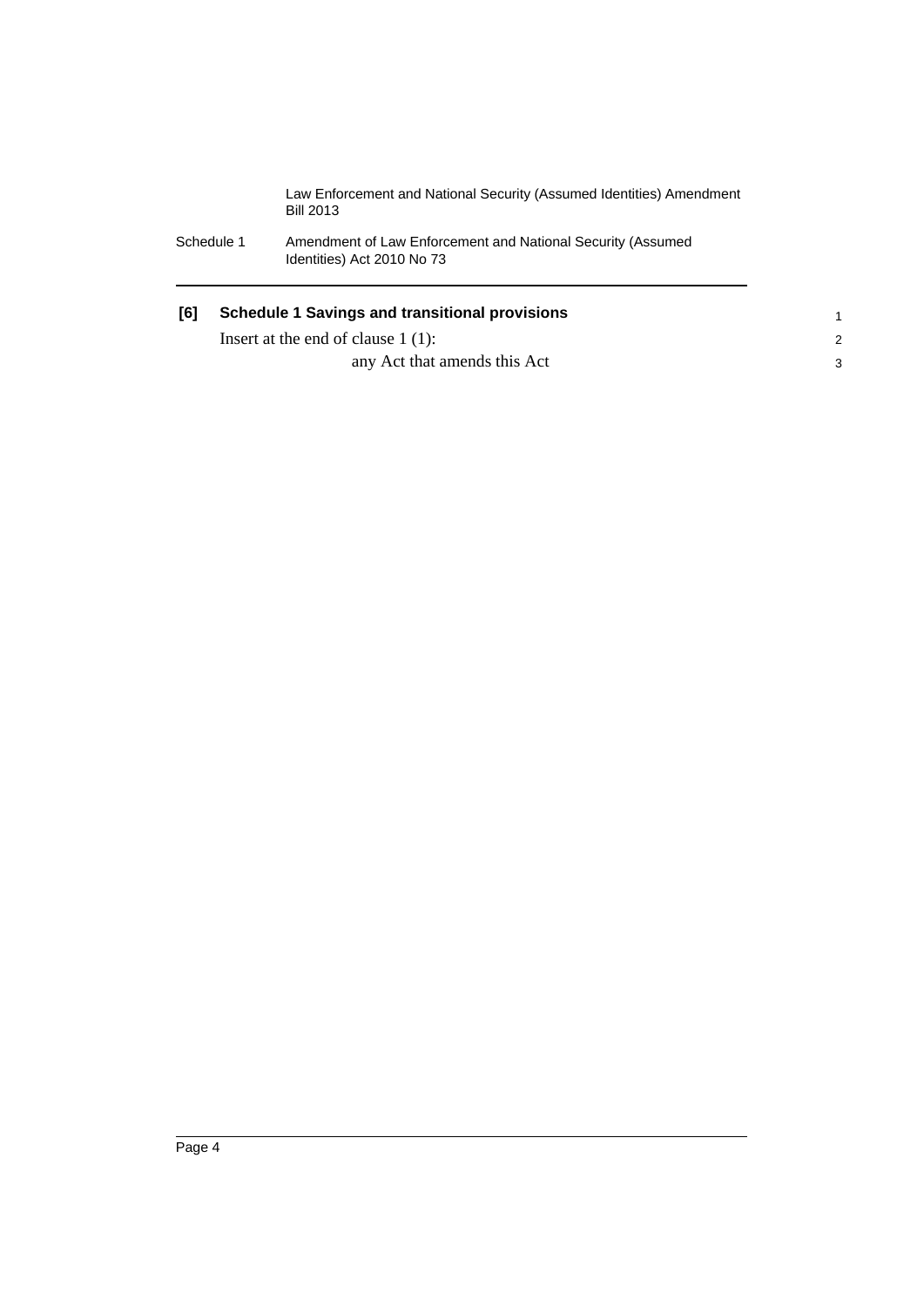**[6] Schedule 1 Savings and transitional provisions**

Insert at the end of clause 1 (1):

any Act that amends this Act